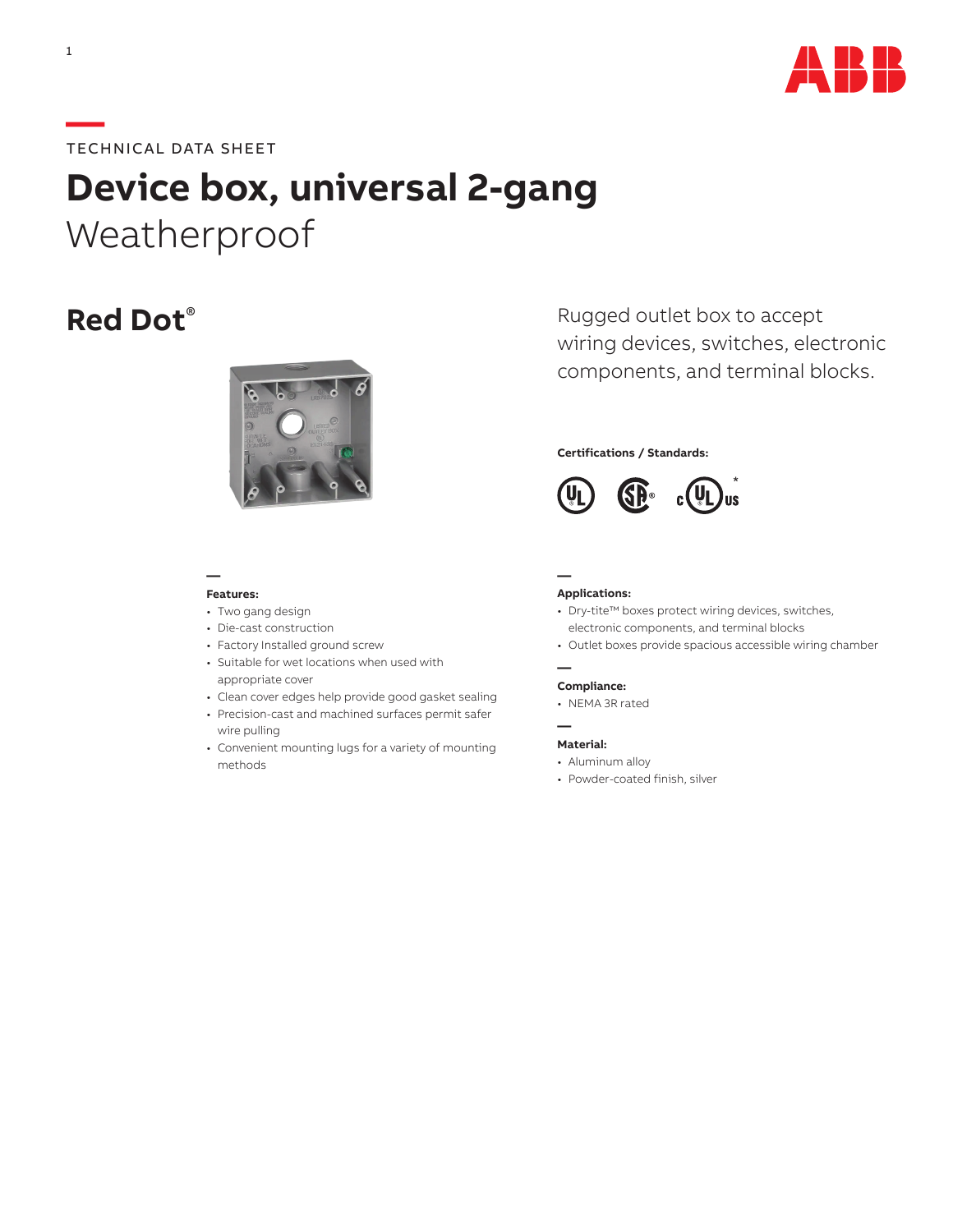TECHNICAL DATA SHEET

# Device box, universal 2-gang
Weatherproof

## Red Dot®

Rugged outlet box to accept wiring devices, switches, electronic components, and terminal blocks.

**Certifications / Standards:**

### Features:

- Two gang design
- Die-cast construction
- Factory Installed ground screw
- Suitable for wet locations when used with appropriate cover
- Clean cover edges help provide good gasket sealing
- Precision-cast and machined surfaces permit safer wire pulling
- Convenient mounting lugs for a variety of mounting methods

### Applications:

- Dry-tite™ boxes protect wiring devices, switches, electronic components, and terminal blocks
- Outlet boxes provide spacious accessible wiring chamber

### Compliance:

- NEMA 3R rated

### Material:

- Aluminum alloy
- Powder-coated finish, silver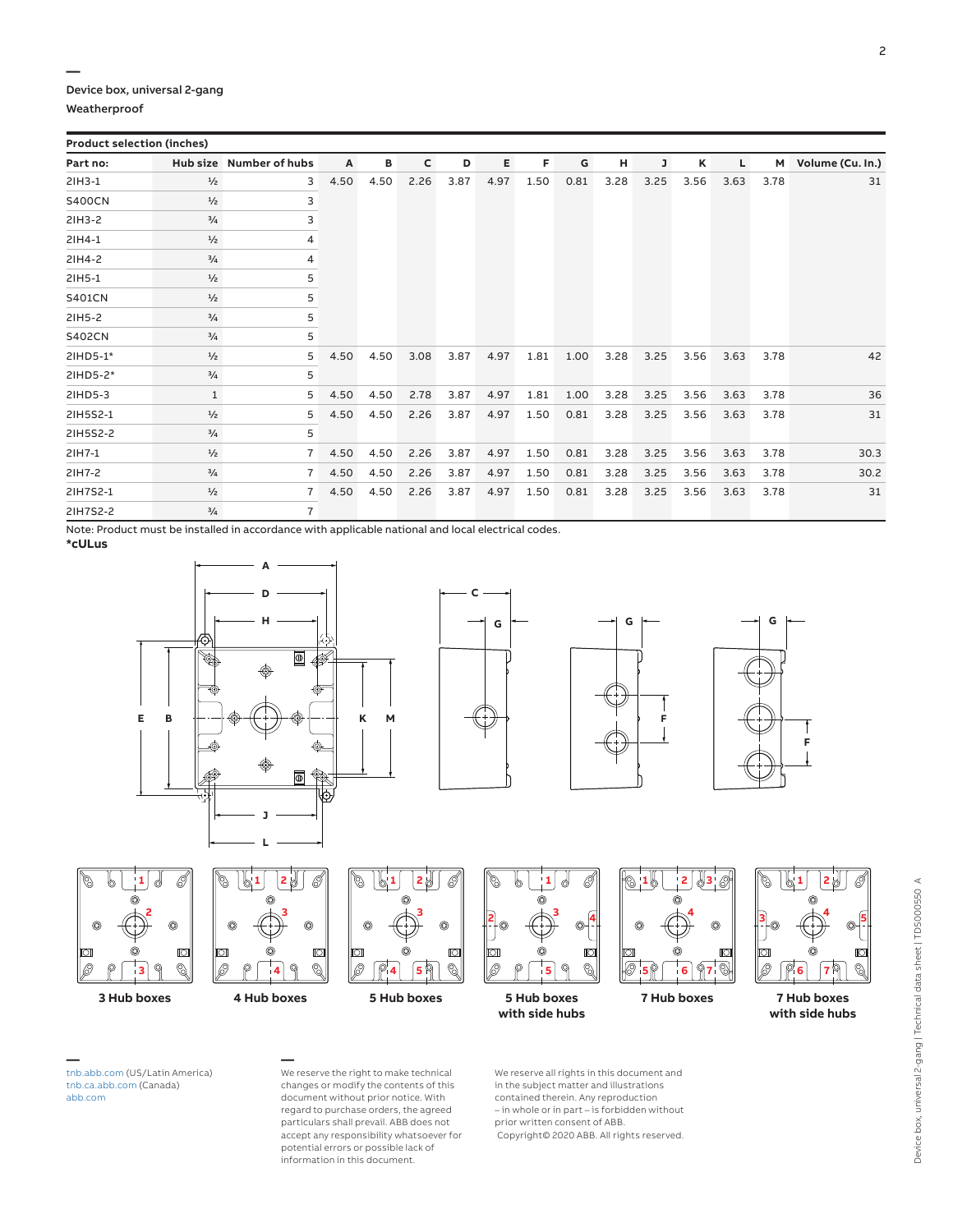Device box, universal 2-gang

Weatherproof

**Product selection (inches)**

| Part no: | Hub size | Number of hubs | A | B | C | D | E | F | G | H | J | K | L | M | Volume (Cu. In.) |
|---|---|---|---|---|---|---|---|---|---|---|---|---|---|---|---|
| 2IH3-1 | ½ | 3 | 4.50 | 4.50 | 2.26 | 3.87 | 4.97 | 1.50 | 0.81 | 3.28 | 3.25 | 3.56 | 3.63 | 3.78 | 31 |
| S400CN | ½ | 3 | | | | | | | | | | | | | |
| 2IH3-2 | ¾ | 3 | | | | | | | | | | | | | |
| 2IH4-1 | ½ | 4 | | | | | | | | | | | | | |
| 2IH4-2 | ¾ | 4 | | | | | | | | | | | | | |
| 2IH5-1 | ½ | 5 | | | | | | | | | | | | | |
| S401CN | ½ | 5 | | | | | | | | | | | | | |
| 2IH5-2 | ¾ | 5 | | | | | | | | | | | | | |
| S402CN | ¾ | 5 | | | | | | | | | | | | | |
| 2IHD5-1* | ½ | 5 | 4.50 | 4.50 | 3.08 | 3.87 | 4.97 | 1.81 | 1.00 | 3.28 | 3.25 | 3.56 | 3.63 | 3.78 | 42 |
| 2IHD5-2* | ¾ | 5 | | | | | | | | | | | | | |
| 2IHD5-3 | 1 | 5 | 4.50 | 4.50 | 2.78 | 3.87 | 4.97 | 1.81 | 1.00 | 3.28 | 3.25 | 3.56 | 3.63 | 3.78 | 36 |
| 2IH5S2-1 | ½ | 5 | 4.50 | 4.50 | 2.26 | 3.87 | 4.97 | 1.50 | 0.81 | 3.28 | 3.25 | 3.56 | 3.63 | 3.78 | 31 |
| 2IH5S2-2 | ¾ | 5 | | | | | | | | | | | | | |
| 2IH7-1 | ½ | 7 | 4.50 | 4.50 | 2.26 | 3.87 | 4.97 | 1.50 | 0.81 | 3.28 | 3.25 | 3.56 | 3.63 | 3.78 | 30.3 |
| 2IH7-2 | ¾ | 7 | 4.50 | 4.50 | 2.26 | 3.87 | 4.97 | 1.50 | 0.81 | 3.28 | 3.25 | 3.56 | 3.63 | 3.78 | 30.2 |
| 2IH7S2-1 | ½ | 7 | 4.50 | 4.50 | 2.26 | 3.87 | 4.97 | 1.50 | 0.81 | 3.28 | 3.25 | 3.56 | 3.63 | 3.78 | 31 |
| 2IH7S2-2 | ¾ | 7 | | | | | | | | | | | | | |

Note: Product must be installed in accordance with applicable national and local electrical codes.

**\*cULus**

**3 Hub boxes** **4 Hub boxes** **5 Hub boxes** **5 Hub boxes with side hubs** **7 Hub boxes** **7 Hub boxes with side hubs**

tnb.abb.com (US/Latin America)
tnb.ca.abb.com (Canada)
abb.com

We reserve the right to make technical changes or modify the contents of this document without prior notice. With regard to purchase orders, the agreed particulars shall prevail. ABB does not accept any responsibility whatsoever for potential errors or possible lack of information in this document.

We reserve all rights in this document and in the subject matter and illustrations contained therein. Any reproduction – in whole or in part – is forbidden without prior written consent of ABB.
Copyright© 2020 ABB. All rights reserved.